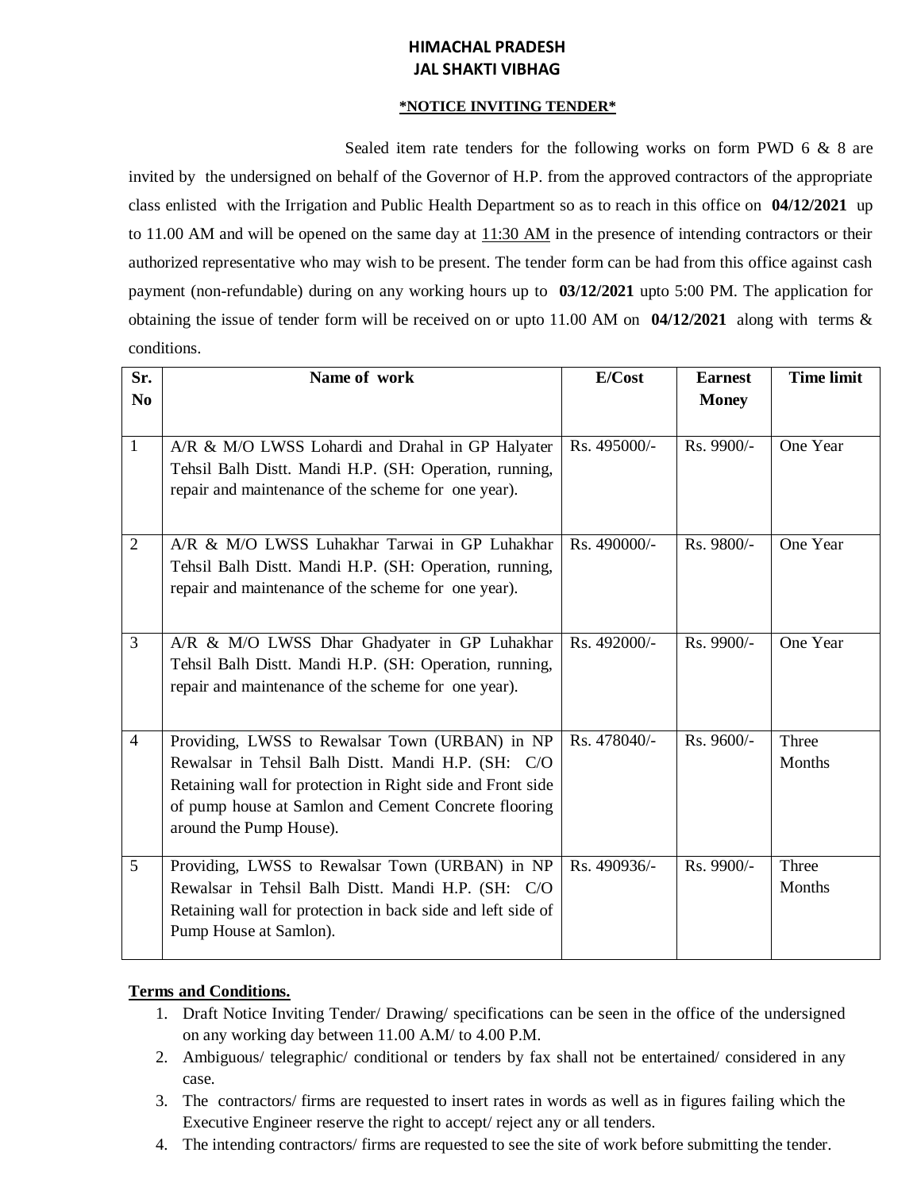# HIMACHAL PRADESH
# JAL SHAKTI VIBHAG

**\*NOTICE INVITING TENDER\***

Sealed item rate tenders for the following works on form PWD 6 & 8 are invited by the undersigned on behalf of the Governor of H.P. from the approved contractors of the appropriate class enlisted with the Irrigation and Public Health Department so as to reach in this office on **04/12/2021** up to 11.00 AM and will be opened on the same day at 11:30 AM in the presence of intending contractors or their authorized representative who may wish to be present. The tender form can be had from this office against cash payment (non-refundable) during on any working hours up to **03/12/2021** upto 5:00 PM. The application for obtaining the issue of tender form will be received on or upto 11.00 AM on **04/12/2021** along with terms & conditions.

| Sr. No | Name of work | E/Cost | Earnest Money | Time limit |
|---|---|---|---|---|
| 1 | A/R & M/O LWSS Lohardi and Drahal in GP Halyater Tehsil Balh Distt. Mandi H.P. (SH: Operation, running, repair and maintenance of the scheme for one year). | Rs. 495000/- | Rs. 9900/- | One Year |
| 2 | A/R & M/O LWSS Luhakhar Tarwai in GP Luhakhar Tehsil Balh Distt. Mandi H.P. (SH: Operation, running, repair and maintenance of the scheme for one year). | Rs. 490000/- | Rs. 9800/- | One Year |
| 3 | A/R & M/O LWSS Dhar Ghadyater in GP Luhakhar Tehsil Balh Distt. Mandi H.P. (SH: Operation, running, repair and maintenance of the scheme for one year). | Rs. 492000/- | Rs. 9900/- | One Year |
| 4 | Providing, LWSS to Rewalsar Town (URBAN) in NP Rewalsar in Tehsil Balh Distt. Mandi H.P. (SH: C/O Retaining wall for protection in Right side and Front side of pump house at Samlon and Cement Concrete flooring around the Pump House). | Rs. 478040/- | Rs. 9600/- | Three Months |
| 5 | Providing, LWSS to Rewalsar Town (URBAN) in NP Rewalsar in Tehsil Balh Distt. Mandi H.P. (SH: C/O Retaining wall for protection in back side and left side of Pump House at Samlon). | Rs. 490936/- | Rs. 9900/- | Three Months |

**Terms and Conditions.**

1. Draft Notice Inviting Tender/ Drawing/ specifications can be seen in the office of the undersigned on any working day between 11.00 A.M/ to 4.00 P.M.
2. Ambiguous/ telegraphic/ conditional or tenders by fax shall not be entertained/ considered in any case.
3. The contractors/ firms are requested to insert rates in words as well as in figures failing which the Executive Engineer reserve the right to accept/ reject any or all tenders.
4. The intending contractors/ firms are requested to see the site of work before submitting the tender.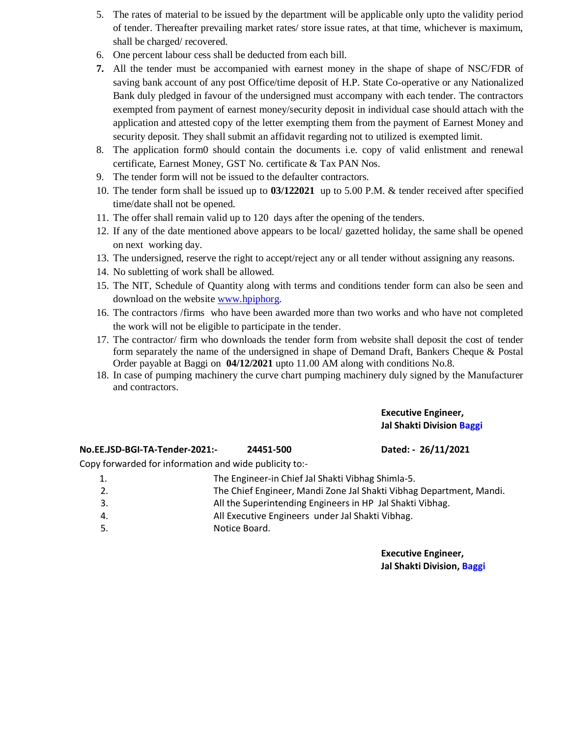5. The rates of material to be issued by the department will be applicable only upto the validity period of tender. Thereafter prevailing market rates/ store issue rates, at that time, whichever is maximum, shall be charged/ recovered.
6. One percent labour cess shall be deducted from each bill.
7. All the tender must be accompanied with earnest money in the shape of shape of NSC/FDR of saving bank account of any post Office/time deposit of H.P. State Co-operative or any Nationalized Bank duly pledged in favour of the undersigned must accompany with each tender. The contractors exempted from payment of earnest money/security deposit in individual case should attach with the application and attested copy of the letter exempting them from the payment of Earnest Money and security deposit. They shall submit an affidavit regarding not to utilized is exempted limit.
8. The application form0 should contain the documents i.e. copy of valid enlistment and renewal certificate, Earnest Money, GST No. certificate & Tax PAN Nos.
9. The tender form will not be issued to the defaulter contractors.
10. The tender form shall be issued up to **03/122021** up to 5.00 P.M. & tender received after specified time/date shall not be opened.
11. The offer shall remain valid up to 120 days after the opening of the tenders.
12. If any of the date mentioned above appears to be local/ gazetted holiday, the same shall be opened on next working day.
13. The undersigned, reserve the right to accept/reject any or all tender without assigning any reasons.
14. No subletting of work shall be allowed.
15. The NIT, Schedule of Quantity along with terms and conditions tender form can also be seen and download on the website www.hpiphorg.
16. The contractors /firms who have been awarded more than two works and who have not completed the work will not be eligible to participate in the tender.
17. The contractor/ firm who downloads the tender form from website shall deposit the cost of tender form separately the name of the undersigned in shape of Demand Draft, Bankers Cheque & Postal Order payable at Baggi on **04/12/2021** upto 11.00 AM along with conditions No.8.
18. In case of pumping machinery the curve chart pumping machinery duly signed by the Manufacturer and contractors.

**Executive Engineer,**
**Jal Shakti Division Baggi**

**No.EE.JSD-BGI-TA-Tender-2021:- 24451-500** **Dated: - 26/11/2021**

Copy forwarded for information and wide publicity to:-

1. The Engineer-in Chief Jal Shakti Vibhag Shimla-5.
2. The Chief Engineer, Mandi Zone Jal Shakti Vibhag Department, Mandi.
3. All the Superintending Engineers in HP Jal Shakti Vibhag.
4. All Executive Engineers under Jal Shakti Vibhag.
5. Notice Board.

**Executive Engineer,**
**Jal Shakti Division, Baggi**